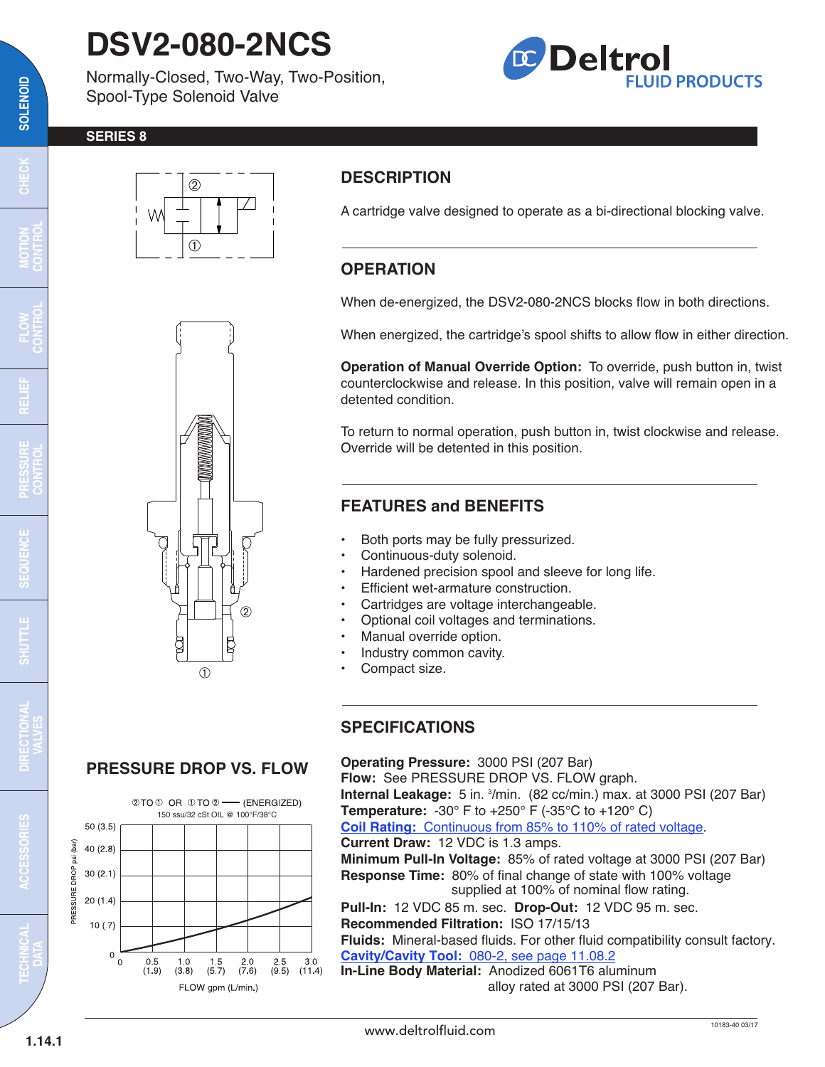# DSV2-080-2NCS

Normally-Closed, Two-Way, Two-Position, Spool-Type Solenoid Valve

**SERIES 8**

## DESCRIPTION

A cartridge valve designed to operate as a bi-directional blocking valve.

## OPERATION

When de-energized, the DSV2-080-2NCS blocks flow in both directions.

When energized, the cartridge's spool shifts to allow flow in either direction.

**Operation of Manual Override Option:** To override, push button in, twist counterclockwise and release. In this position, valve will remain open in a detented condition.

To return to normal operation, push button in, twist clockwise and release. Override will be detented in this position.

## FEATURES and BENEFITS

- Both ports may be fully pressurized.
- Continuous-duty solenoid.
- Hardened precision spool and sleeve for long life.
- Efficient wet-armature construction.
- Cartridges are voltage interchangeable.
- Optional coil voltages and terminations.
- Manual override option.
- Industry common cavity.
- Compact size.

## PRESSURE DROP VS. FLOW

②TO① OR ①TO② —— (ENERGIZED)
150 ssu/32 cSt OIL @ 100°F/38°C

## SPECIFICATIONS

**Operating Pressure:** 3000 PSI (207 Bar)
**Flow:** See PRESSURE DROP VS. FLOW graph.
**Internal Leakage:** 5 in. $^3$/min. (82 cc/min.) max. at 3000 PSI (207 Bar)
**Temperature:** -30° F to +250° F (-35°C to +120° C)
**Coil Rating:** Continuous from 85% to 110% of rated voltage.
**Current Draw:** 12 VDC is 1.3 amps.
**Minimum Pull-In Voltage:** 85% of rated voltage at 3000 PSI (207 Bar)
**Response Time:** 80% of final change of state with 100% voltage supplied at 100% of nominal flow rating.
**Pull-In:** 12 VDC 85 m. sec. **Drop-Out:** 12 VDC 95 m. sec.
**Recommended Filtration:** ISO 17/15/13
**Fluids:** Mineral-based fluids. For other fluid compatibility consult factory.
**Cavity/Cavity Tool:** 080-2, see page 11.08.2
**In-Line Body Material:** Anodized 6061T6 aluminum alloy rated at 3000 PSI (207 Bar).

www.deltrolfluid.com

10183-40 03/17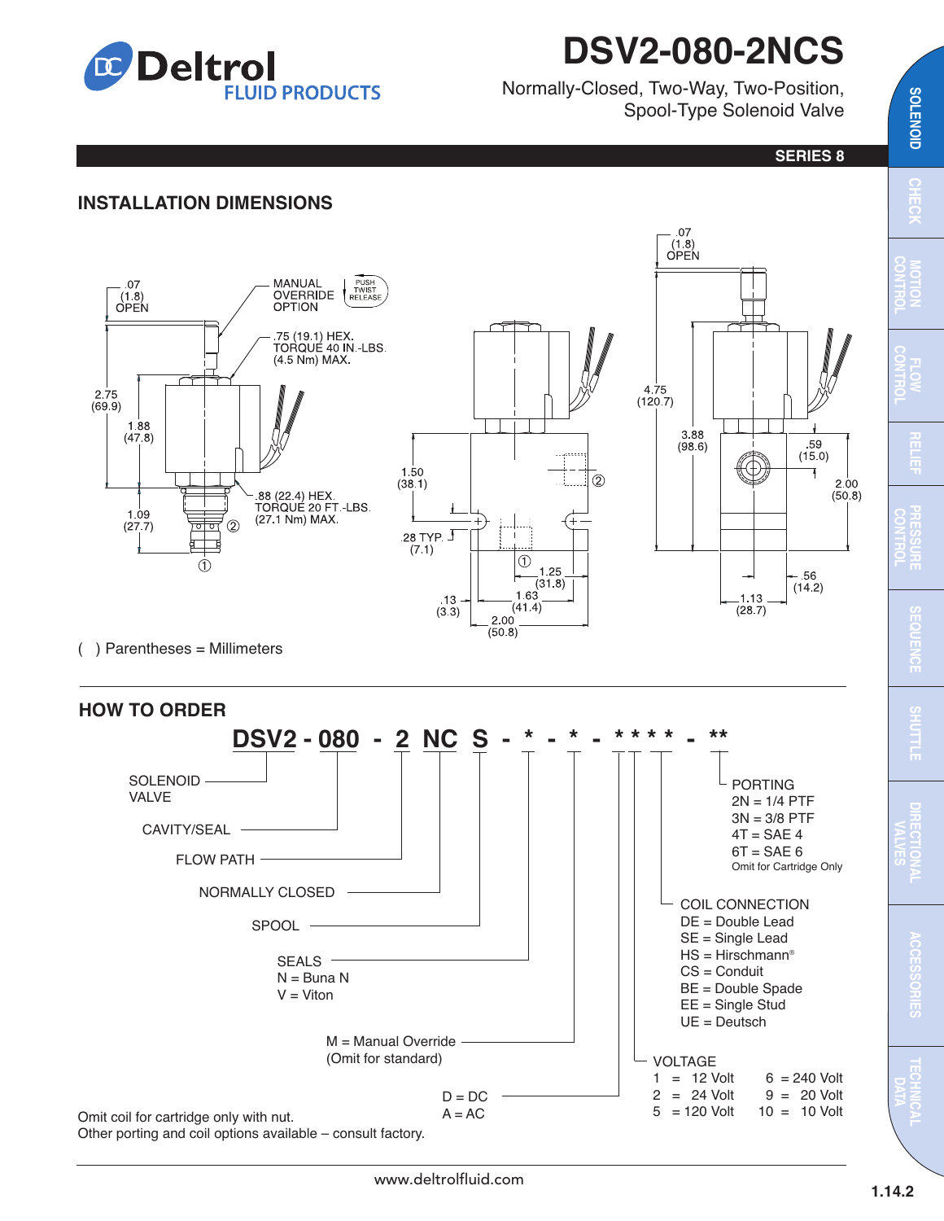# DSV2-080-2NCS

Normally-Closed, Two-Way, Two-Position, Spool-Type Solenoid Valve

**SERIES 8**

## INSTALLATION DIMENSIONS

.07
(1.8)
OPEN

MANUAL OVERRIDE OPTION

PUSH TWIST RELEASE

.75 (19.1) HEX.
TORQUE 40 IN.-LBS.
(4.5 Nm) MAX.

2.75
(69.9)

1.88
(47.8)

.88 (22.4) HEX.
TORQUE 20 FT.-LBS.
(27.1 Nm) MAX.

1.09
(27.7)

②

①

1.50
(38.1)

.28 TYP.
(7.1)

1.25
(31.8)

1.63
(41.4)

.13
(3.3)

2.00
(50.8)

.07
(1.8)
OPEN

4.75
(120.7)

3.88
(98.6)

.59
(15.0)

2.00
(50.8)

.56
(14.2)

1.13
(28.7)

( ) Parentheses = Millimeters

## HOW TO ORDER

**DSV2 - 080 - 2 NC S - * - * - * * * * - \*\***

SOLENOID VALVE

CAVITY/SEAL

FLOW PATH

NORMALLY CLOSED

SPOOL

SEALS
N = Buna N
V = Viton

M = Manual Override
(Omit for standard)

D = DC
A = AC

VOLTAGE

| | | | |
|---|---|---|---|
| 1 | = 12 Volt | 6 | = 240 Volt |
| 2 | = 24 Volt | 9 | = 20 Volt |
| 5 | = 120 Volt | 10 | = 10 Volt |

COIL CONNECTION
DE = Double Lead
SE = Single Lead
HS = Hirschmann®
CS = Conduit
BE = Double Spade
EE = Single Stud
UE = Deutsch

PORTING
2N = 1/4 PTF
3N = 3/8 PTF
4T = SAE 4
6T = SAE 6
Omit for Cartridge Only

Omit coil for cartridge only with nut.
Other porting and coil options available – consult factory.

www.deltrolfluid.com